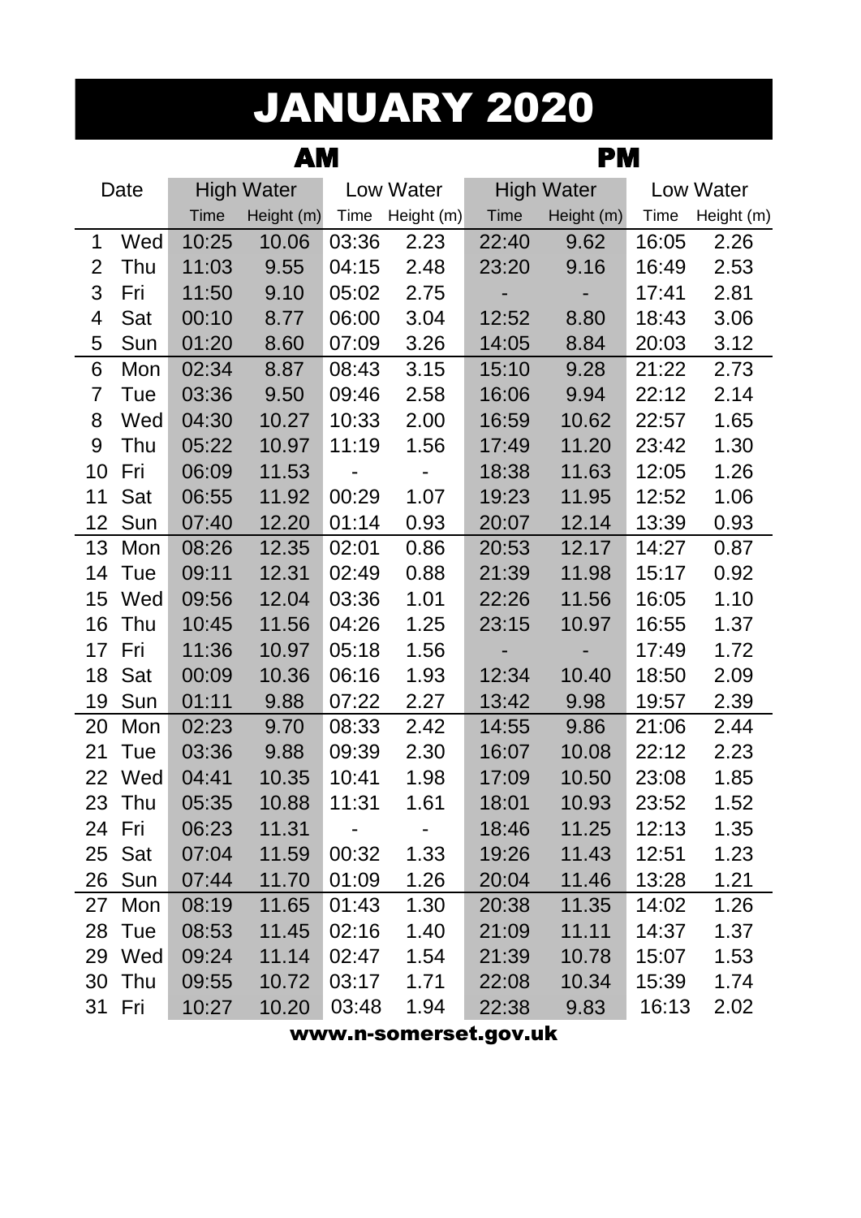# JANUARY 2020

| Date | | AM | | | | PM | | | |
|---|---|---|---|---|---|---|---|---|---|
| | | High Water | | Low Water | | High Water | | Low Water | |
| | | Time | Height (m) | Time | Height (m) | Time | Height (m) | Time | Height (m) |
| 1 | Wed | 10:25 | 10.06 | 03:36 | 2.23 | 22:40 | 9.62 | 16:05 | 2.26 |
| 2 | Thu | 11:03 | 9.55 | 04:15 | 2.48 | 23:20 | 9.16 | 16:49 | 2.53 |
| 3 | Fri | 11:50 | 9.10 | 05:02 | 2.75 | - | - | 17:41 | 2.81 |
| 4 | Sat | 00:10 | 8.77 | 06:00 | 3.04 | 12:52 | 8.80 | 18:43 | 3.06 |
| 5 | Sun | 01:20 | 8.60 | 07:09 | 3.26 | 14:05 | 8.84 | 20:03 | 3.12 |
| 6 | Mon | 02:34 | 8.87 | 08:43 | 3.15 | 15:10 | 9.28 | 21:22 | 2.73 |
| 7 | Tue | 03:36 | 9.50 | 09:46 | 2.58 | 16:06 | 9.94 | 22:12 | 2.14 |
| 8 | Wed | 04:30 | 10.27 | 10:33 | 2.00 | 16:59 | 10.62 | 22:57 | 1.65 |
| 9 | Thu | 05:22 | 10.97 | 11:19 | 1.56 | 17:49 | 11.20 | 23:42 | 1.30 |
| 10 | Fri | 06:09 | 11.53 | - | - | 18:38 | 11.63 | 12:05 | 1.26 |
| 11 | Sat | 06:55 | 11.92 | 00:29 | 1.07 | 19:23 | 11.95 | 12:52 | 1.06 |
| 12 | Sun | 07:40 | 12.20 | 01:14 | 0.93 | 20:07 | 12.14 | 13:39 | 0.93 |
| 13 | Mon | 08:26 | 12.35 | 02:01 | 0.86 | 20:53 | 12.17 | 14:27 | 0.87 |
| 14 | Tue | 09:11 | 12.31 | 02:49 | 0.88 | 21:39 | 11.98 | 15:17 | 0.92 |
| 15 | Wed | 09:56 | 12.04 | 03:36 | 1.01 | 22:26 | 11.56 | 16:05 | 1.10 |
| 16 | Thu | 10:45 | 11.56 | 04:26 | 1.25 | 23:15 | 10.97 | 16:55 | 1.37 |
| 17 | Fri | 11:36 | 10.97 | 05:18 | 1.56 | - | - | 17:49 | 1.72 |
| 18 | Sat | 00:09 | 10.36 | 06:16 | 1.93 | 12:34 | 10.40 | 18:50 | 2.09 |
| 19 | Sun | 01:11 | 9.88 | 07:22 | 2.27 | 13:42 | 9.98 | 19:57 | 2.39 |
| 20 | Mon | 02:23 | 9.70 | 08:33 | 2.42 | 14:55 | 9.86 | 21:06 | 2.44 |
| 21 | Tue | 03:36 | 9.88 | 09:39 | 2.30 | 16:07 | 10.08 | 22:12 | 2.23 |
| 22 | Wed | 04:41 | 10.35 | 10:41 | 1.98 | 17:09 | 10.50 | 23:08 | 1.85 |
| 23 | Thu | 05:35 | 10.88 | 11:31 | 1.61 | 18:01 | 10.93 | 23:52 | 1.52 |
| 24 | Fri | 06:23 | 11.31 | - | - | 18:46 | 11.25 | 12:13 | 1.35 |
| 25 | Sat | 07:04 | 11.59 | 00:32 | 1.33 | 19:26 | 11.43 | 12:51 | 1.23 |
| 26 | Sun | 07:44 | 11.70 | 01:09 | 1.26 | 20:04 | 11.46 | 13:28 | 1.21 |
| 27 | Mon | 08:19 | 11.65 | 01:43 | 1.30 | 20:38 | 11.35 | 14:02 | 1.26 |
| 28 | Tue | 08:53 | 11.45 | 02:16 | 1.40 | 21:09 | 11.11 | 14:37 | 1.37 |
| 29 | Wed | 09:24 | 11.14 | 02:47 | 1.54 | 21:39 | 10.78 | 15:07 | 1.53 |
| 30 | Thu | 09:55 | 10.72 | 03:17 | 1.71 | 22:08 | 10.34 | 15:39 | 1.74 |
| 31 | Fri | 10:27 | 10.20 | 03:48 | 1.94 | 22:38 | 9.83 | 16:13 | 2.02 |

www.n-somerset.gov.uk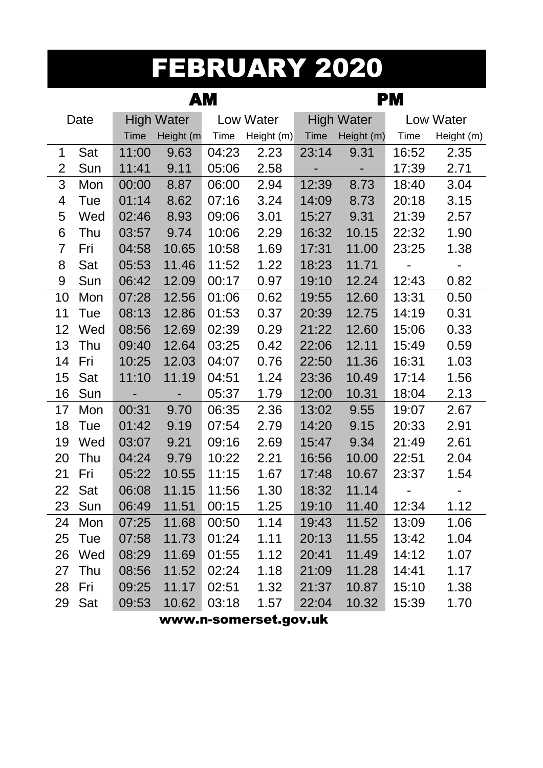# FEBRUARY 2020

| Date | | AM | | | | PM | | | |
|---|---|---|---|---|---|---|---|---|---|
| | | High Water | | Low Water | | High Water | | Low Water | |
| | | Time | Height (m | Time | Height (m) | Time | Height (m) | Time | Height (m) |
| 1 | Sat | 11:00 | 9.63 | 04:23 | 2.23 | 23:14 | 9.31 | 16:52 | 2.35 |
| 2 | Sun | 11:41 | 9.11 | 05:06 | 2.58 | - | - | 17:39 | 2.71 |
| 3 | Mon | 00:00 | 8.87 | 06:00 | 2.94 | 12:39 | 8.73 | 18:40 | 3.04 |
| 4 | Tue | 01:14 | 8.62 | 07:16 | 3.24 | 14:09 | 8.73 | 20:18 | 3.15 |
| 5 | Wed | 02:46 | 8.93 | 09:06 | 3.01 | 15:27 | 9.31 | 21:39 | 2.57 |
| 6 | Thu | 03:57 | 9.74 | 10:06 | 2.29 | 16:32 | 10.15 | 22:32 | 1.90 |
| 7 | Fri | 04:58 | 10.65 | 10:58 | 1.69 | 17:31 | 11.00 | 23:25 | 1.38 |
| 8 | Sat | 05:53 | 11.46 | 11:52 | 1.22 | 18:23 | 11.71 | - | - |
| 9 | Sun | 06:42 | 12.09 | 00:17 | 0.97 | 19:10 | 12.24 | 12:43 | 0.82 |
| 10 | Mon | 07:28 | 12.56 | 01:06 | 0.62 | 19:55 | 12.60 | 13:31 | 0.50 |
| 11 | Tue | 08:13 | 12.86 | 01:53 | 0.37 | 20:39 | 12.75 | 14:19 | 0.31 |
| 12 | Wed | 08:56 | 12.69 | 02:39 | 0.29 | 21:22 | 12.60 | 15:06 | 0.33 |
| 13 | Thu | 09:40 | 12.64 | 03:25 | 0.42 | 22:06 | 12.11 | 15:49 | 0.59 |
| 14 | Fri | 10:25 | 12.03 | 04:07 | 0.76 | 22:50 | 11.36 | 16:31 | 1.03 |
| 15 | Sat | 11:10 | 11.19 | 04:51 | 1.24 | 23:36 | 10.49 | 17:14 | 1.56 |
| 16 | Sun | - | - | 05:37 | 1.79 | 12:00 | 10.31 | 18:04 | 2.13 |
| 17 | Mon | 00:31 | 9.70 | 06:35 | 2.36 | 13:02 | 9.55 | 19:07 | 2.67 |
| 18 | Tue | 01:42 | 9.19 | 07:54 | 2.79 | 14:20 | 9.15 | 20:33 | 2.91 |
| 19 | Wed | 03:07 | 9.21 | 09:16 | 2.69 | 15:47 | 9.34 | 21:49 | 2.61 |
| 20 | Thu | 04:24 | 9.79 | 10:22 | 2.21 | 16:56 | 10.00 | 22:51 | 2.04 |
| 21 | Fri | 05:22 | 10.55 | 11:15 | 1.67 | 17:48 | 10.67 | 23:37 | 1.54 |
| 22 | Sat | 06:08 | 11.15 | 11:56 | 1.30 | 18:32 | 11.14 | - | - |
| 23 | Sun | 06:49 | 11.51 | 00:15 | 1.25 | 19:10 | 11.40 | 12:34 | 1.12 |
| 24 | Mon | 07:25 | 11.68 | 00:50 | 1.14 | 19:43 | 11.52 | 13:09 | 1.06 |
| 25 | Tue | 07:58 | 11.73 | 01:24 | 1.11 | 20:13 | 11.55 | 13:42 | 1.04 |
| 26 | Wed | 08:29 | 11.69 | 01:55 | 1.12 | 20:41 | 11.49 | 14:12 | 1.07 |
| 27 | Thu | 08:56 | 11.52 | 02:24 | 1.18 | 21:09 | 11.28 | 14:41 | 1.17 |
| 28 | Fri | 09:25 | 11.17 | 02:51 | 1.32 | 21:37 | 10.87 | 15:10 | 1.38 |
| 29 | Sat | 09:53 | 10.62 | 03:18 | 1.57 | 22:04 | 10.32 | 15:39 | 1.70 |

**www.n-somerset.gov.uk**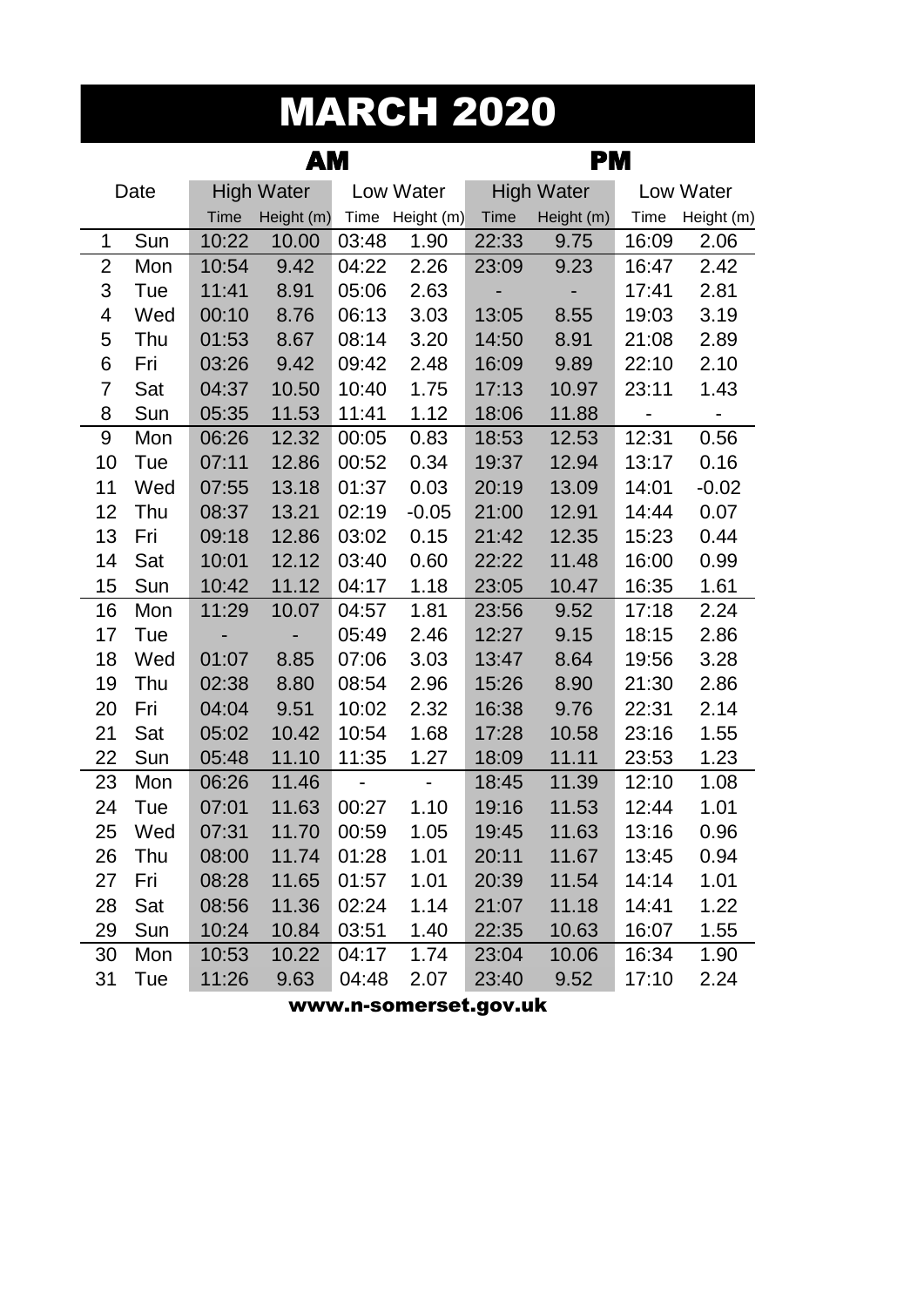# MARCH 2020

| Date | | AM | | | | PM | | | |
|---|---|---|---|---|---|---|---|---|---|
| | | High Water | | Low Water | | High Water | | Low Water | |
| | | Time | Height (m) | Time | Height (m) | Time | Height (m) | Time | Height (m) |
| 1 | Sun | 10:22 | 10.00 | 03:48 | 1.90 | 22:33 | 9.75 | 16:09 | 2.06 |
| 2 | Mon | 10:54 | 9.42 | 04:22 | 2.26 | 23:09 | 9.23 | 16:47 | 2.42 |
| 3 | Tue | 11:41 | 8.91 | 05:06 | 2.63 | - | - | 17:41 | 2.81 |
| 4 | Wed | 00:10 | 8.76 | 06:13 | 3.03 | 13:05 | 8.55 | 19:03 | 3.19 |
| 5 | Thu | 01:53 | 8.67 | 08:14 | 3.20 | 14:50 | 8.91 | 21:08 | 2.89 |
| 6 | Fri | 03:26 | 9.42 | 09:42 | 2.48 | 16:09 | 9.89 | 22:10 | 2.10 |
| 7 | Sat | 04:37 | 10.50 | 10:40 | 1.75 | 17:13 | 10.97 | 23:11 | 1.43 |
| 8 | Sun | 05:35 | 11.53 | 11:41 | 1.12 | 18:06 | 11.88 | - | - |
| 9 | Mon | 06:26 | 12.32 | 00:05 | 0.83 | 18:53 | 12.53 | 12:31 | 0.56 |
| 10 | Tue | 07:11 | 12.86 | 00:52 | 0.34 | 19:37 | 12.94 | 13:17 | 0.16 |
| 11 | Wed | 07:55 | 13.18 | 01:37 | 0.03 | 20:19 | 13.09 | 14:01 | -0.02 |
| 12 | Thu | 08:37 | 13.21 | 02:19 | -0.05 | 21:00 | 12.91 | 14:44 | 0.07 |
| 13 | Fri | 09:18 | 12.86 | 03:02 | 0.15 | 21:42 | 12.35 | 15:23 | 0.44 |
| 14 | Sat | 10:01 | 12.12 | 03:40 | 0.60 | 22:22 | 11.48 | 16:00 | 0.99 |
| 15 | Sun | 10:42 | 11.12 | 04:17 | 1.18 | 23:05 | 10.47 | 16:35 | 1.61 |
| 16 | Mon | 11:29 | 10.07 | 04:57 | 1.81 | 23:56 | 9.52 | 17:18 | 2.24 |
| 17 | Tue | - | - | 05:49 | 2.46 | 12:27 | 9.15 | 18:15 | 2.86 |
| 18 | Wed | 01:07 | 8.85 | 07:06 | 3.03 | 13:47 | 8.64 | 19:56 | 3.28 |
| 19 | Thu | 02:38 | 8.80 | 08:54 | 2.96 | 15:26 | 8.90 | 21:30 | 2.86 |
| 20 | Fri | 04:04 | 9.51 | 10:02 | 2.32 | 16:38 | 9.76 | 22:31 | 2.14 |
| 21 | Sat | 05:02 | 10.42 | 10:54 | 1.68 | 17:28 | 10.58 | 23:16 | 1.55 |
| 22 | Sun | 05:48 | 11.10 | 11:35 | 1.27 | 18:09 | 11.11 | 23:53 | 1.23 |
| 23 | Mon | 06:26 | 11.46 | - | - | 18:45 | 11.39 | 12:10 | 1.08 |
| 24 | Tue | 07:01 | 11.63 | 00:27 | 1.10 | 19:16 | 11.53 | 12:44 | 1.01 |
| 25 | Wed | 07:31 | 11.70 | 00:59 | 1.05 | 19:45 | 11.63 | 13:16 | 0.96 |
| 26 | Thu | 08:00 | 11.74 | 01:28 | 1.01 | 20:11 | 11.67 | 13:45 | 0.94 |
| 27 | Fri | 08:28 | 11.65 | 01:57 | 1.01 | 20:39 | 11.54 | 14:14 | 1.01 |
| 28 | Sat | 08:56 | 11.36 | 02:24 | 1.14 | 21:07 | 11.18 | 14:41 | 1.22 |
| 29 | Sun | 10:24 | 10.84 | 03:51 | 1.40 | 22:35 | 10.63 | 16:07 | 1.55 |
| 30 | Mon | 10:53 | 10.22 | 04:17 | 1.74 | 23:04 | 10.06 | 16:34 | 1.90 |
| 31 | Tue | 11:26 | 9.63 | 04:48 | 2.07 | 23:40 | 9.52 | 17:10 | 2.24 |

**www.n-somerset.gov.uk**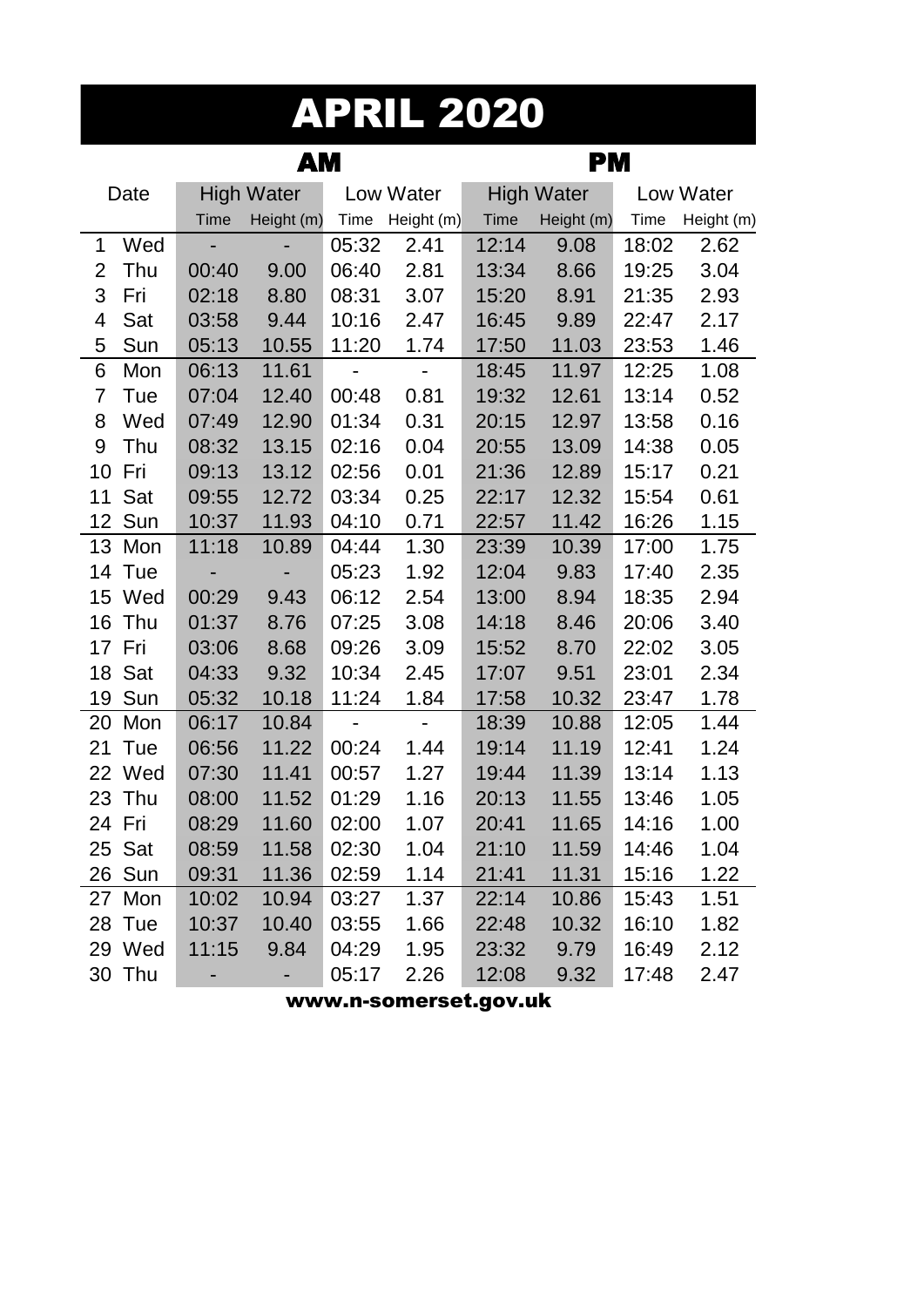# APRIL 2020

| Date | | AM | | | | PM | | | |
|---|---|---|---|---|---|---|---|---|---|
| | | High Water | | Low Water | | High Water | | Low Water | |
| | | Time | Height (m) | Time | Height (m) | Time | Height (m) | Time | Height (m) |
| 1 | Wed | - | - | 05:32 | 2.41 | 12:14 | 9.08 | 18:02 | 2.62 |
| 2 | Thu | 00:40 | 9.00 | 06:40 | 2.81 | 13:34 | 8.66 | 19:25 | 3.04 |
| 3 | Fri | 02:18 | 8.80 | 08:31 | 3.07 | 15:20 | 8.91 | 21:35 | 2.93 |
| 4 | Sat | 03:58 | 9.44 | 10:16 | 2.47 | 16:45 | 9.89 | 22:47 | 2.17 |
| 5 | Sun | 05:13 | 10.55 | 11:20 | 1.74 | 17:50 | 11.03 | 23:53 | 1.46 |
| 6 | Mon | 06:13 | 11.61 | - | - | 18:45 | 11.97 | 12:25 | 1.08 |
| 7 | Tue | 07:04 | 12.40 | 00:48 | 0.81 | 19:32 | 12.61 | 13:14 | 0.52 |
| 8 | Wed | 07:49 | 12.90 | 01:34 | 0.31 | 20:15 | 12.97 | 13:58 | 0.16 |
| 9 | Thu | 08:32 | 13.15 | 02:16 | 0.04 | 20:55 | 13.09 | 14:38 | 0.05 |
| 10 | Fri | 09:13 | 13.12 | 02:56 | 0.01 | 21:36 | 12.89 | 15:17 | 0.21 |
| 11 | Sat | 09:55 | 12.72 | 03:34 | 0.25 | 22:17 | 12.32 | 15:54 | 0.61 |
| 12 | Sun | 10:37 | 11.93 | 04:10 | 0.71 | 22:57 | 11.42 | 16:26 | 1.15 |
| 13 | Mon | 11:18 | 10.89 | 04:44 | 1.30 | 23:39 | 10.39 | 17:00 | 1.75 |
| 14 | Tue | - | - | 05:23 | 1.92 | 12:04 | 9.83 | 17:40 | 2.35 |
| 15 | Wed | 00:29 | 9.43 | 06:12 | 2.54 | 13:00 | 8.94 | 18:35 | 2.94 |
| 16 | Thu | 01:37 | 8.76 | 07:25 | 3.08 | 14:18 | 8.46 | 20:06 | 3.40 |
| 17 | Fri | 03:06 | 8.68 | 09:26 | 3.09 | 15:52 | 8.70 | 22:02 | 3.05 |
| 18 | Sat | 04:33 | 9.32 | 10:34 | 2.45 | 17:07 | 9.51 | 23:01 | 2.34 |
| 19 | Sun | 05:32 | 10.18 | 11:24 | 1.84 | 17:58 | 10.32 | 23:47 | 1.78 |
| 20 | Mon | 06:17 | 10.84 | - | - | 18:39 | 10.88 | 12:05 | 1.44 |
| 21 | Tue | 06:56 | 11.22 | 00:24 | 1.44 | 19:14 | 11.19 | 12:41 | 1.24 |
| 22 | Wed | 07:30 | 11.41 | 00:57 | 1.27 | 19:44 | 11.39 | 13:14 | 1.13 |
| 23 | Thu | 08:00 | 11.52 | 01:29 | 1.16 | 20:13 | 11.55 | 13:46 | 1.05 |
| 24 | Fri | 08:29 | 11.60 | 02:00 | 1.07 | 20:41 | 11.65 | 14:16 | 1.00 |
| 25 | Sat | 08:59 | 11.58 | 02:30 | 1.04 | 21:10 | 11.59 | 14:46 | 1.04 |
| 26 | Sun | 09:31 | 11.36 | 02:59 | 1.14 | 21:41 | 11.31 | 15:16 | 1.22 |
| 27 | Mon | 10:02 | 10.94 | 03:27 | 1.37 | 22:14 | 10.86 | 15:43 | 1.51 |
| 28 | Tue | 10:37 | 10.40 | 03:55 | 1.66 | 22:48 | 10.32 | 16:10 | 1.82 |
| 29 | Wed | 11:15 | 9.84 | 04:29 | 1.95 | 23:32 | 9.79 | 16:49 | 2.12 |
| 30 | Thu | - | - | 05:17 | 2.26 | 12:08 | 9.32 | 17:48 | 2.47 |

**www.n-somerset.gov.uk**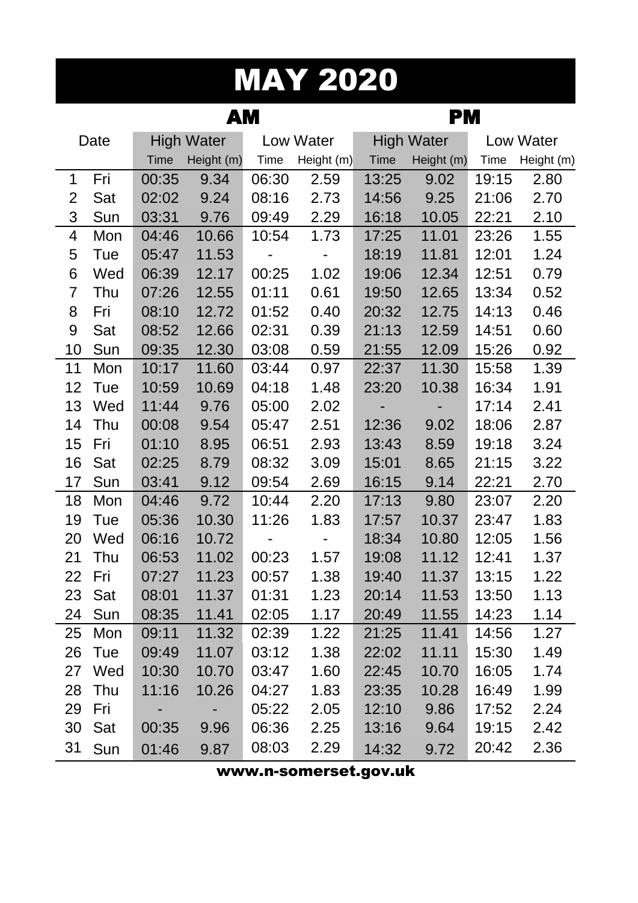# MAY 2020

| Date | | AM | | | | PM | | | |
|---|---|---|---|---|---|---|---|---|---|
| | | High Water | | Low Water | | High Water | | Low Water | |
| | | Time | Height (m) | Time | Height (m) | Time | Height (m) | Time | Height (m) |
| 1 | Fri | 00:35 | 9.34 | 06:30 | 2.59 | 13:25 | 9.02 | 19:15 | 2.80 |
| 2 | Sat | 02:02 | 9.24 | 08:16 | 2.73 | 14:56 | 9.25 | 21:06 | 2.70 |
| 3 | Sun | 03:31 | 9.76 | 09:49 | 2.29 | 16:18 | 10.05 | 22:21 | 2.10 |
| 4 | Mon | 04:46 | 10.66 | 10:54 | 1.73 | 17:25 | 11.01 | 23:26 | 1.55 |
| 5 | Tue | 05:47 | 11.53 | - | - | 18:19 | 11.81 | 12:01 | 1.24 |
| 6 | Wed | 06:39 | 12.17 | 00:25 | 1.02 | 19:06 | 12.34 | 12:51 | 0.79 |
| 7 | Thu | 07:26 | 12.55 | 01:11 | 0.61 | 19:50 | 12.65 | 13:34 | 0.52 |
| 8 | Fri | 08:10 | 12.72 | 01:52 | 0.40 | 20:32 | 12.75 | 14:13 | 0.46 |
| 9 | Sat | 08:52 | 12.66 | 02:31 | 0.39 | 21:13 | 12.59 | 14:51 | 0.60 |
| 10 | Sun | 09:35 | 12.30 | 03:08 | 0.59 | 21:55 | 12.09 | 15:26 | 0.92 |
| 11 | Mon | 10:17 | 11.60 | 03:44 | 0.97 | 22:37 | 11.30 | 15:58 | 1.39 |
| 12 | Tue | 10:59 | 10.69 | 04:18 | 1.48 | 23:20 | 10.38 | 16:34 | 1.91 |
| 13 | Wed | 11:44 | 9.76 | 05:00 | 2.02 | - | - | 17:14 | 2.41 |
| 14 | Thu | 00:08 | 9.54 | 05:47 | 2.51 | 12:36 | 9.02 | 18:06 | 2.87 |
| 15 | Fri | 01:10 | 8.95 | 06:51 | 2.93 | 13:43 | 8.59 | 19:18 | 3.24 |
| 16 | Sat | 02:25 | 8.79 | 08:32 | 3.09 | 15:01 | 8.65 | 21:15 | 3.22 |
| 17 | Sun | 03:41 | 9.12 | 09:54 | 2.69 | 16:15 | 9.14 | 22:21 | 2.70 |
| 18 | Mon | 04:46 | 9.72 | 10:44 | 2.20 | 17:13 | 9.80 | 23:07 | 2.20 |
| 19 | Tue | 05:36 | 10.30 | 11:26 | 1.83 | 17:57 | 10.37 | 23:47 | 1.83 |
| 20 | Wed | 06:16 | 10.72 | - | - | 18:34 | 10.80 | 12:05 | 1.56 |
| 21 | Thu | 06:53 | 11.02 | 00:23 | 1.57 | 19:08 | 11.12 | 12:41 | 1.37 |
| 22 | Fri | 07:27 | 11.23 | 00:57 | 1.38 | 19:40 | 11.37 | 13:15 | 1.22 |
| 23 | Sat | 08:01 | 11.37 | 01:31 | 1.23 | 20:14 | 11.53 | 13:50 | 1.13 |
| 24 | Sun | 08:35 | 11.41 | 02:05 | 1.17 | 20:49 | 11.55 | 14:23 | 1.14 |
| 25 | Mon | 09:11 | 11.32 | 02:39 | 1.22 | 21:25 | 11.41 | 14:56 | 1.27 |
| 26 | Tue | 09:49 | 11.07 | 03:12 | 1.38 | 22:02 | 11.11 | 15:30 | 1.49 |
| 27 | Wed | 10:30 | 10.70 | 03:47 | 1.60 | 22:45 | 10.70 | 16:05 | 1.74 |
| 28 | Thu | 11:16 | 10.26 | 04:27 | 1.83 | 23:35 | 10.28 | 16:49 | 1.99 |
| 29 | Fri | - | - | 05:22 | 2.05 | 12:10 | 9.86 | 17:52 | 2.24 |
| 30 | Sat | 00:35 | 9.96 | 06:36 | 2.25 | 13:16 | 9.64 | 19:15 | 2.42 |
| 31 | Sun | 01:46 | 9.87 | 08:03 | 2.29 | 14:32 | 9.72 | 20:42 | 2.36 |

www.n-somerset.gov.uk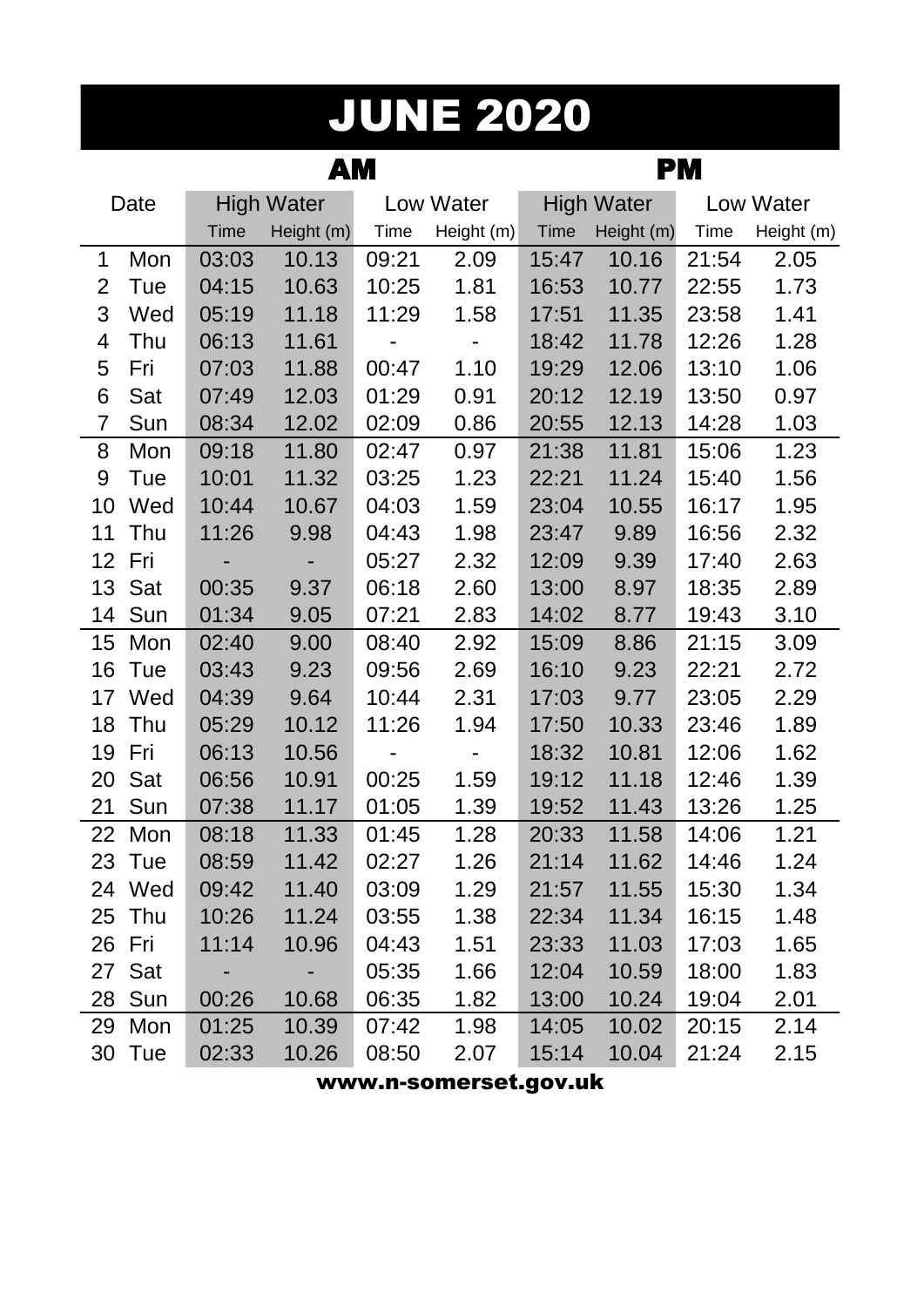# JUNE 2020

| Date | | AM | | | | PM | | | |
|---|---|---|---|---|---|---|---|---|---|
| | | High Water | | Low Water | | High Water | | Low Water | |
| | | Time | Height (m) | Time | Height (m) | Time | Height (m) | Time | Height (m) |
| 1 | Mon | 03:03 | 10.13 | 09:21 | 2.09 | 15:47 | 10.16 | 21:54 | 2.05 |
| 2 | Tue | 04:15 | 10.63 | 10:25 | 1.81 | 16:53 | 10.77 | 22:55 | 1.73 |
| 3 | Wed | 05:19 | 11.18 | 11:29 | 1.58 | 17:51 | 11.35 | 23:58 | 1.41 |
| 4 | Thu | 06:13 | 11.61 | - | - | 18:42 | 11.78 | 12:26 | 1.28 |
| 5 | Fri | 07:03 | 11.88 | 00:47 | 1.10 | 19:29 | 12.06 | 13:10 | 1.06 |
| 6 | Sat | 07:49 | 12.03 | 01:29 | 0.91 | 20:12 | 12.19 | 13:50 | 0.97 |
| 7 | Sun | 08:34 | 12.02 | 02:09 | 0.86 | 20:55 | 12.13 | 14:28 | 1.03 |
| 8 | Mon | 09:18 | 11.80 | 02:47 | 0.97 | 21:38 | 11.81 | 15:06 | 1.23 |
| 9 | Tue | 10:01 | 11.32 | 03:25 | 1.23 | 22:21 | 11.24 | 15:40 | 1.56 |
| 10 | Wed | 10:44 | 10.67 | 04:03 | 1.59 | 23:04 | 10.55 | 16:17 | 1.95 |
| 11 | Thu | 11:26 | 9.98 | 04:43 | 1.98 | 23:47 | 9.89 | 16:56 | 2.32 |
| 12 | Fri | - | - | 05:27 | 2.32 | 12:09 | 9.39 | 17:40 | 2.63 |
| 13 | Sat | 00:35 | 9.37 | 06:18 | 2.60 | 13:00 | 8.97 | 18:35 | 2.89 |
| 14 | Sun | 01:34 | 9.05 | 07:21 | 2.83 | 14:02 | 8.77 | 19:43 | 3.10 |
| 15 | Mon | 02:40 | 9.00 | 08:40 | 2.92 | 15:09 | 8.86 | 21:15 | 3.09 |
| 16 | Tue | 03:43 | 9.23 | 09:56 | 2.69 | 16:10 | 9.23 | 22:21 | 2.72 |
| 17 | Wed | 04:39 | 9.64 | 10:44 | 2.31 | 17:03 | 9.77 | 23:05 | 2.29 |
| 18 | Thu | 05:29 | 10.12 | 11:26 | 1.94 | 17:50 | 10.33 | 23:46 | 1.89 |
| 19 | Fri | 06:13 | 10.56 | - | - | 18:32 | 10.81 | 12:06 | 1.62 |
| 20 | Sat | 06:56 | 10.91 | 00:25 | 1.59 | 19:12 | 11.18 | 12:46 | 1.39 |
| 21 | Sun | 07:38 | 11.17 | 01:05 | 1.39 | 19:52 | 11.43 | 13:26 | 1.25 |
| 22 | Mon | 08:18 | 11.33 | 01:45 | 1.28 | 20:33 | 11.58 | 14:06 | 1.21 |
| 23 | Tue | 08:59 | 11.42 | 02:27 | 1.26 | 21:14 | 11.62 | 14:46 | 1.24 |
| 24 | Wed | 09:42 | 11.40 | 03:09 | 1.29 | 21:57 | 11.55 | 15:30 | 1.34 |
| 25 | Thu | 10:26 | 11.24 | 03:55 | 1.38 | 22:34 | 11.34 | 16:15 | 1.48 |
| 26 | Fri | 11:14 | 10.96 | 04:43 | 1.51 | 23:33 | 11.03 | 17:03 | 1.65 |
| 27 | Sat | - | - | 05:35 | 1.66 | 12:04 | 10.59 | 18:00 | 1.83 |
| 28 | Sun | 00:26 | 10.68 | 06:35 | 1.82 | 13:00 | 10.24 | 19:04 | 2.01 |
| 29 | Mon | 01:25 | 10.39 | 07:42 | 1.98 | 14:05 | 10.02 | 20:15 | 2.14 |
| 30 | Tue | 02:33 | 10.26 | 08:50 | 2.07 | 15:14 | 10.04 | 21:24 | 2.15 |

**www.n-somerset.gov.uk**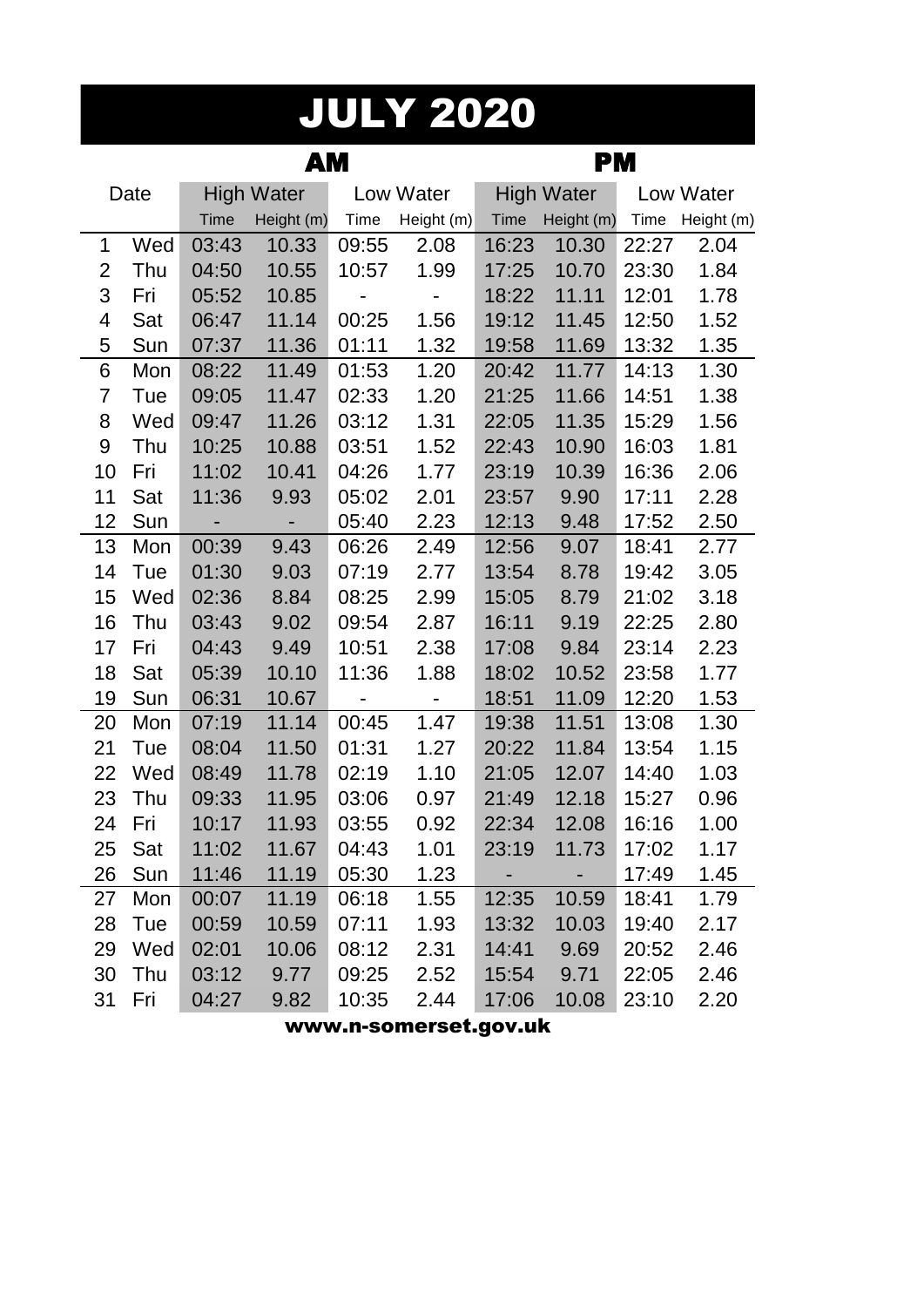# JULY 2020

| Date | | AM | | | | PM | | | |
|---|---|---|---|---|---|---|---|---|---|
| | | High Water | | Low Water | | High Water | | Low Water | |
| | | Time | Height (m) | Time | Height (m) | Time | Height (m) | Time | Height (m) |
| 1 | Wed | 03:43 | 10.33 | 09:55 | 2.08 | 16:23 | 10.30 | 22:27 | 2.04 |
| 2 | Thu | 04:50 | 10.55 | 10:57 | 1.99 | 17:25 | 10.70 | 23:30 | 1.84 |
| 3 | Fri | 05:52 | 10.85 | - | - | 18:22 | 11.11 | 12:01 | 1.78 |
| 4 | Sat | 06:47 | 11.14 | 00:25 | 1.56 | 19:12 | 11.45 | 12:50 | 1.52 |
| 5 | Sun | 07:37 | 11.36 | 01:11 | 1.32 | 19:58 | 11.69 | 13:32 | 1.35 |
| 6 | Mon | 08:22 | 11.49 | 01:53 | 1.20 | 20:42 | 11.77 | 14:13 | 1.30 |
| 7 | Tue | 09:05 | 11.47 | 02:33 | 1.20 | 21:25 | 11.66 | 14:51 | 1.38 |
| 8 | Wed | 09:47 | 11.26 | 03:12 | 1.31 | 22:05 | 11.35 | 15:29 | 1.56 |
| 9 | Thu | 10:25 | 10.88 | 03:51 | 1.52 | 22:43 | 10.90 | 16:03 | 1.81 |
| 10 | Fri | 11:02 | 10.41 | 04:26 | 1.77 | 23:19 | 10.39 | 16:36 | 2.06 |
| 11 | Sat | 11:36 | 9.93 | 05:02 | 2.01 | 23:57 | 9.90 | 17:11 | 2.28 |
| 12 | Sun | - | - | 05:40 | 2.23 | 12:13 | 9.48 | 17:52 | 2.50 |
| 13 | Mon | 00:39 | 9.43 | 06:26 | 2.49 | 12:56 | 9.07 | 18:41 | 2.77 |
| 14 | Tue | 01:30 | 9.03 | 07:19 | 2.77 | 13:54 | 8.78 | 19:42 | 3.05 |
| 15 | Wed | 02:36 | 8.84 | 08:25 | 2.99 | 15:05 | 8.79 | 21:02 | 3.18 |
| 16 | Thu | 03:43 | 9.02 | 09:54 | 2.87 | 16:11 | 9.19 | 22:25 | 2.80 |
| 17 | Fri | 04:43 | 9.49 | 10:51 | 2.38 | 17:08 | 9.84 | 23:14 | 2.23 |
| 18 | Sat | 05:39 | 10.10 | 11:36 | 1.88 | 18:02 | 10.52 | 23:58 | 1.77 |
| 19 | Sun | 06:31 | 10.67 | - | - | 18:51 | 11.09 | 12:20 | 1.53 |
| 20 | Mon | 07:19 | 11.14 | 00:45 | 1.47 | 19:38 | 11.51 | 13:08 | 1.30 |
| 21 | Tue | 08:04 | 11.50 | 01:31 | 1.27 | 20:22 | 11.84 | 13:54 | 1.15 |
| 22 | Wed | 08:49 | 11.78 | 02:19 | 1.10 | 21:05 | 12.07 | 14:40 | 1.03 |
| 23 | Thu | 09:33 | 11.95 | 03:06 | 0.97 | 21:49 | 12.18 | 15:27 | 0.96 |
| 24 | Fri | 10:17 | 11.93 | 03:55 | 0.92 | 22:34 | 12.08 | 16:16 | 1.00 |
| 25 | Sat | 11:02 | 11.67 | 04:43 | 1.01 | 23:19 | 11.73 | 17:02 | 1.17 |
| 26 | Sun | 11:46 | 11.19 | 05:30 | 1.23 | - | - | 17:49 | 1.45 |
| 27 | Mon | 00:07 | 11.19 | 06:18 | 1.55 | 12:35 | 10.59 | 18:41 | 1.79 |
| 28 | Tue | 00:59 | 10.59 | 07:11 | 1.93 | 13:32 | 10.03 | 19:40 | 2.17 |
| 29 | Wed | 02:01 | 10.06 | 08:12 | 2.31 | 14:41 | 9.69 | 20:52 | 2.46 |
| 30 | Thu | 03:12 | 9.77 | 09:25 | 2.52 | 15:54 | 9.71 | 22:05 | 2.46 |
| 31 | Fri | 04:27 | 9.82 | 10:35 | 2.44 | 17:06 | 10.08 | 23:10 | 2.20 |

**www.n-somerset.gov.uk**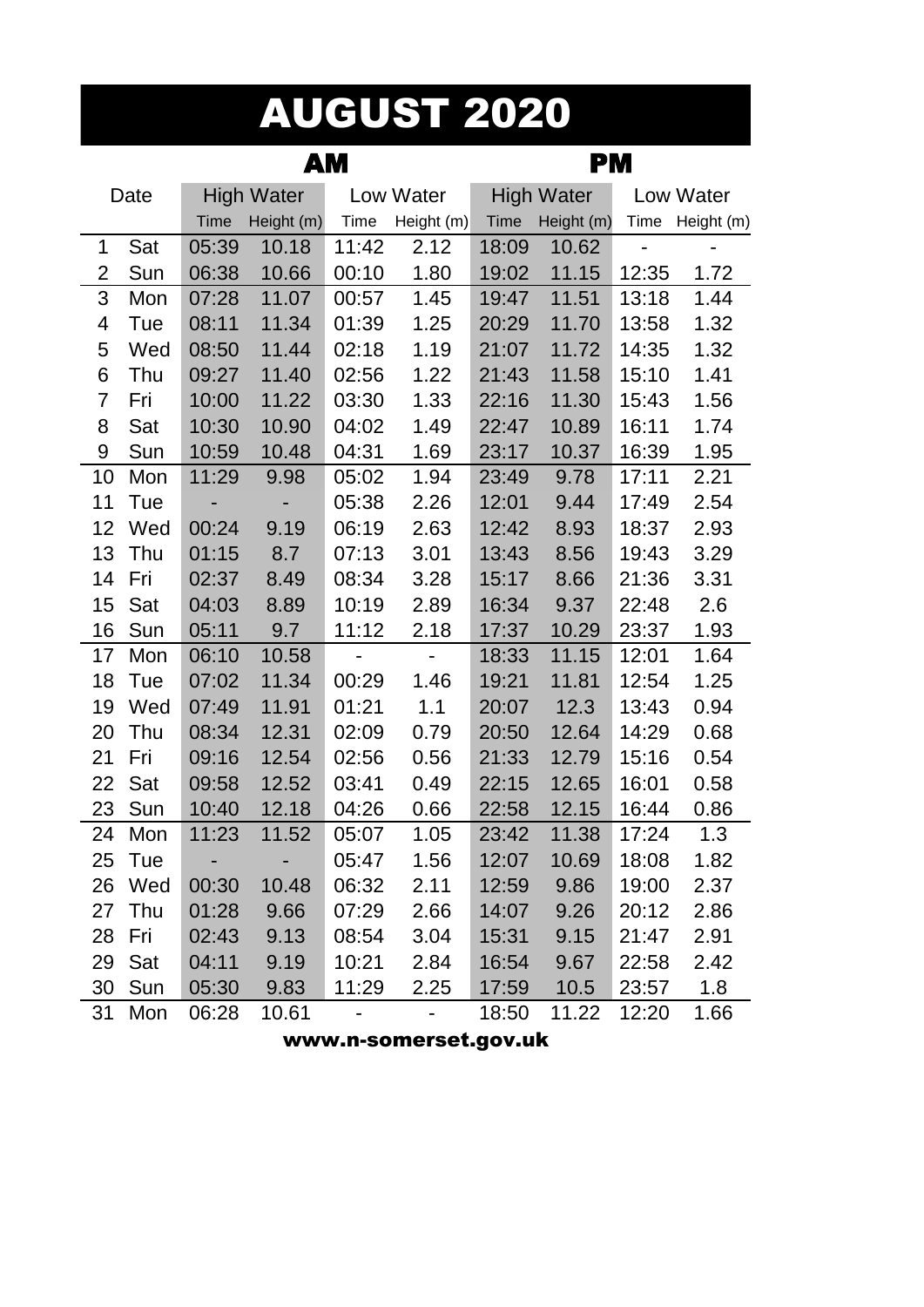# AUGUST 2020

| Date | | AM | | | | PM | | | |
|---|---|---|---|---|---|---|---|---|---|
| | | High Water | | Low Water | | High Water | | Low Water | |
| | | Time | Height (m) | Time | Height (m) | Time | Height (m) | Time | Height (m) |
| 1 | Sat | 05:39 | 10.18 | 11:42 | 2.12 | 18:09 | 10.62 | - | - |
| 2 | Sun | 06:38 | 10.66 | 00:10 | 1.80 | 19:02 | 11.15 | 12:35 | 1.72 |
| 3 | Mon | 07:28 | 11.07 | 00:57 | 1.45 | 19:47 | 11.51 | 13:18 | 1.44 |
| 4 | Tue | 08:11 | 11.34 | 01:39 | 1.25 | 20:29 | 11.70 | 13:58 | 1.32 |
| 5 | Wed | 08:50 | 11.44 | 02:18 | 1.19 | 21:07 | 11.72 | 14:35 | 1.32 |
| 6 | Thu | 09:27 | 11.40 | 02:56 | 1.22 | 21:43 | 11.58 | 15:10 | 1.41 |
| 7 | Fri | 10:00 | 11.22 | 03:30 | 1.33 | 22:16 | 11.30 | 15:43 | 1.56 |
| 8 | Sat | 10:30 | 10.90 | 04:02 | 1.49 | 22:47 | 10.89 | 16:11 | 1.74 |
| 9 | Sun | 10:59 | 10.48 | 04:31 | 1.69 | 23:17 | 10.37 | 16:39 | 1.95 |
| 10 | Mon | 11:29 | 9.98 | 05:02 | 1.94 | 23:49 | 9.78 | 17:11 | 2.21 |
| 11 | Tue | - | - | 05:38 | 2.26 | 12:01 | 9.44 | 17:49 | 2.54 |
| 12 | Wed | 00:24 | 9.19 | 06:19 | 2.63 | 12:42 | 8.93 | 18:37 | 2.93 |
| 13 | Thu | 01:15 | 8.7 | 07:13 | 3.01 | 13:43 | 8.56 | 19:43 | 3.29 |
| 14 | Fri | 02:37 | 8.49 | 08:34 | 3.28 | 15:17 | 8.66 | 21:36 | 3.31 |
| 15 | Sat | 04:03 | 8.89 | 10:19 | 2.89 | 16:34 | 9.37 | 22:48 | 2.6 |
| 16 | Sun | 05:11 | 9.7 | 11:12 | 2.18 | 17:37 | 10.29 | 23:37 | 1.93 |
| 17 | Mon | 06:10 | 10.58 | - | - | 18:33 | 11.15 | 12:01 | 1.64 |
| 18 | Tue | 07:02 | 11.34 | 00:29 | 1.46 | 19:21 | 11.81 | 12:54 | 1.25 |
| 19 | Wed | 07:49 | 11.91 | 01:21 | 1.1 | 20:07 | 12.3 | 13:43 | 0.94 |
| 20 | Thu | 08:34 | 12.31 | 02:09 | 0.79 | 20:50 | 12.64 | 14:29 | 0.68 |
| 21 | Fri | 09:16 | 12.54 | 02:56 | 0.56 | 21:33 | 12.79 | 15:16 | 0.54 |
| 22 | Sat | 09:58 | 12.52 | 03:41 | 0.49 | 22:15 | 12.65 | 16:01 | 0.58 |
| 23 | Sun | 10:40 | 12.18 | 04:26 | 0.66 | 22:58 | 12.15 | 16:44 | 0.86 |
| 24 | Mon | 11:23 | 11.52 | 05:07 | 1.05 | 23:42 | 11.38 | 17:24 | 1.3 |
| 25 | Tue | - | - | 05:47 | 1.56 | 12:07 | 10.69 | 18:08 | 1.82 |
| 26 | Wed | 00:30 | 10.48 | 06:32 | 2.11 | 12:59 | 9.86 | 19:00 | 2.37 |
| 27 | Thu | 01:28 | 9.66 | 07:29 | 2.66 | 14:07 | 9.26 | 20:12 | 2.86 |
| 28 | Fri | 02:43 | 9.13 | 08:54 | 3.04 | 15:31 | 9.15 | 21:47 | 2.91 |
| 29 | Sat | 04:11 | 9.19 | 10:21 | 2.84 | 16:54 | 9.67 | 22:58 | 2.42 |
| 30 | Sun | 05:30 | 9.83 | 11:29 | 2.25 | 17:59 | 10.5 | 23:57 | 1.8 |
| 31 | Mon | 06:28 | 10.61 | - | - | 18:50 | 11.22 | 12:20 | 1.66 |

**www.n-somerset.gov.uk**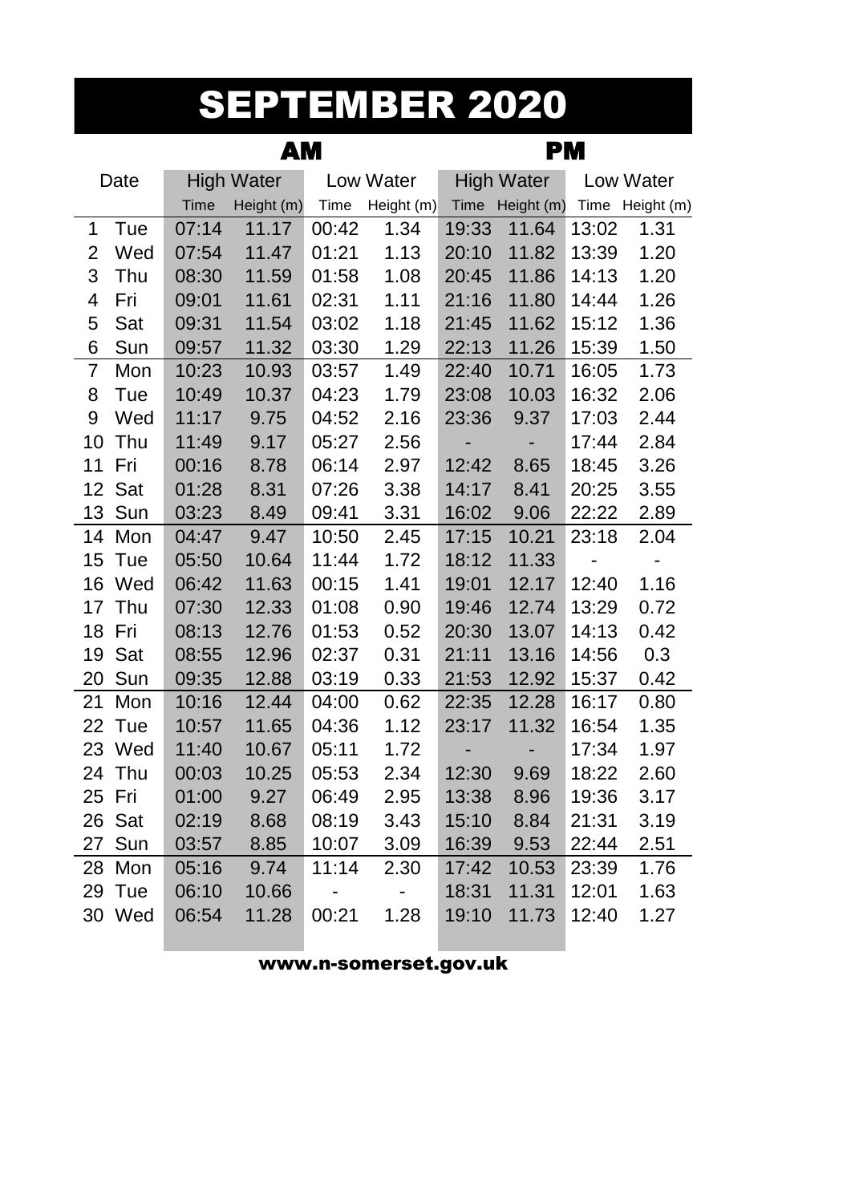# SEPTEMBER 2020

| Date | | AM | | | | PM | | | |
|---|---|---|---|---|---|---|---|---|---|
| | | High Water | | Low Water | | High Water | | Low Water | |
| | | Time | Height (m) | Time | Height (m) | Time | Height (m) | Time | Height (m) |
| 1 | Tue | 07:14 | 11.17 | 00:42 | 1.34 | 19:33 | 11.64 | 13:02 | 1.31 |
| 2 | Wed | 07:54 | 11.47 | 01:21 | 1.13 | 20:10 | 11.82 | 13:39 | 1.20 |
| 3 | Thu | 08:30 | 11.59 | 01:58 | 1.08 | 20:45 | 11.86 | 14:13 | 1.20 |
| 4 | Fri | 09:01 | 11.61 | 02:31 | 1.11 | 21:16 | 11.80 | 14:44 | 1.26 |
| 5 | Sat | 09:31 | 11.54 | 03:02 | 1.18 | 21:45 | 11.62 | 15:12 | 1.36 |
| 6 | Sun | 09:57 | 11.32 | 03:30 | 1.29 | 22:13 | 11.26 | 15:39 | 1.50 |
| 7 | Mon | 10:23 | 10.93 | 03:57 | 1.49 | 22:40 | 10.71 | 16:05 | 1.73 |
| 8 | Tue | 10:49 | 10.37 | 04:23 | 1.79 | 23:08 | 10.03 | 16:32 | 2.06 |
| 9 | Wed | 11:17 | 9.75 | 04:52 | 2.16 | 23:36 | 9.37 | 17:03 | 2.44 |
| 10 | Thu | 11:49 | 9.17 | 05:27 | 2.56 | - | - | 17:44 | 2.84 |
| 11 | Fri | 00:16 | 8.78 | 06:14 | 2.97 | 12:42 | 8.65 | 18:45 | 3.26 |
| 12 | Sat | 01:28 | 8.31 | 07:26 | 3.38 | 14:17 | 8.41 | 20:25 | 3.55 |
| 13 | Sun | 03:23 | 8.49 | 09:41 | 3.31 | 16:02 | 9.06 | 22:22 | 2.89 |
| 14 | Mon | 04:47 | 9.47 | 10:50 | 2.45 | 17:15 | 10.21 | 23:18 | 2.04 |
| 15 | Tue | 05:50 | 10.64 | 11:44 | 1.72 | 18:12 | 11.33 | - | - |
| 16 | Wed | 06:42 | 11.63 | 00:15 | 1.41 | 19:01 | 12.17 | 12:40 | 1.16 |
| 17 | Thu | 07:30 | 12.33 | 01:08 | 0.90 | 19:46 | 12.74 | 13:29 | 0.72 |
| 18 | Fri | 08:13 | 12.76 | 01:53 | 0.52 | 20:30 | 13.07 | 14:13 | 0.42 |
| 19 | Sat | 08:55 | 12.96 | 02:37 | 0.31 | 21:11 | 13.16 | 14:56 | 0.3 |
| 20 | Sun | 09:35 | 12.88 | 03:19 | 0.33 | 21:53 | 12.92 | 15:37 | 0.42 |
| 21 | Mon | 10:16 | 12.44 | 04:00 | 0.62 | 22:35 | 12.28 | 16:17 | 0.80 |
| 22 | Tue | 10:57 | 11.65 | 04:36 | 1.12 | 23:17 | 11.32 | 16:54 | 1.35 |
| 23 | Wed | 11:40 | 10.67 | 05:11 | 1.72 | - | - | 17:34 | 1.97 |
| 24 | Thu | 00:03 | 10.25 | 05:53 | 2.34 | 12:30 | 9.69 | 18:22 | 2.60 |
| 25 | Fri | 01:00 | 9.27 | 06:49 | 2.95 | 13:38 | 8.96 | 19:36 | 3.17 |
| 26 | Sat | 02:19 | 8.68 | 08:19 | 3.43 | 15:10 | 8.84 | 21:31 | 3.19 |
| 27 | Sun | 03:57 | 8.85 | 10:07 | 3.09 | 16:39 | 9.53 | 22:44 | 2.51 |
| 28 | Mon | 05:16 | 9.74 | 11:14 | 2.30 | 17:42 | 10.53 | 23:39 | 1.76 |
| 29 | Tue | 06:10 | 10.66 | - | - | 18:31 | 11.31 | 12:01 | 1.63 |
| 30 | Wed | 06:54 | 11.28 | 00:21 | 1.28 | 19:10 | 11.73 | 12:40 | 1.27 |

www.n-somerset.gov.uk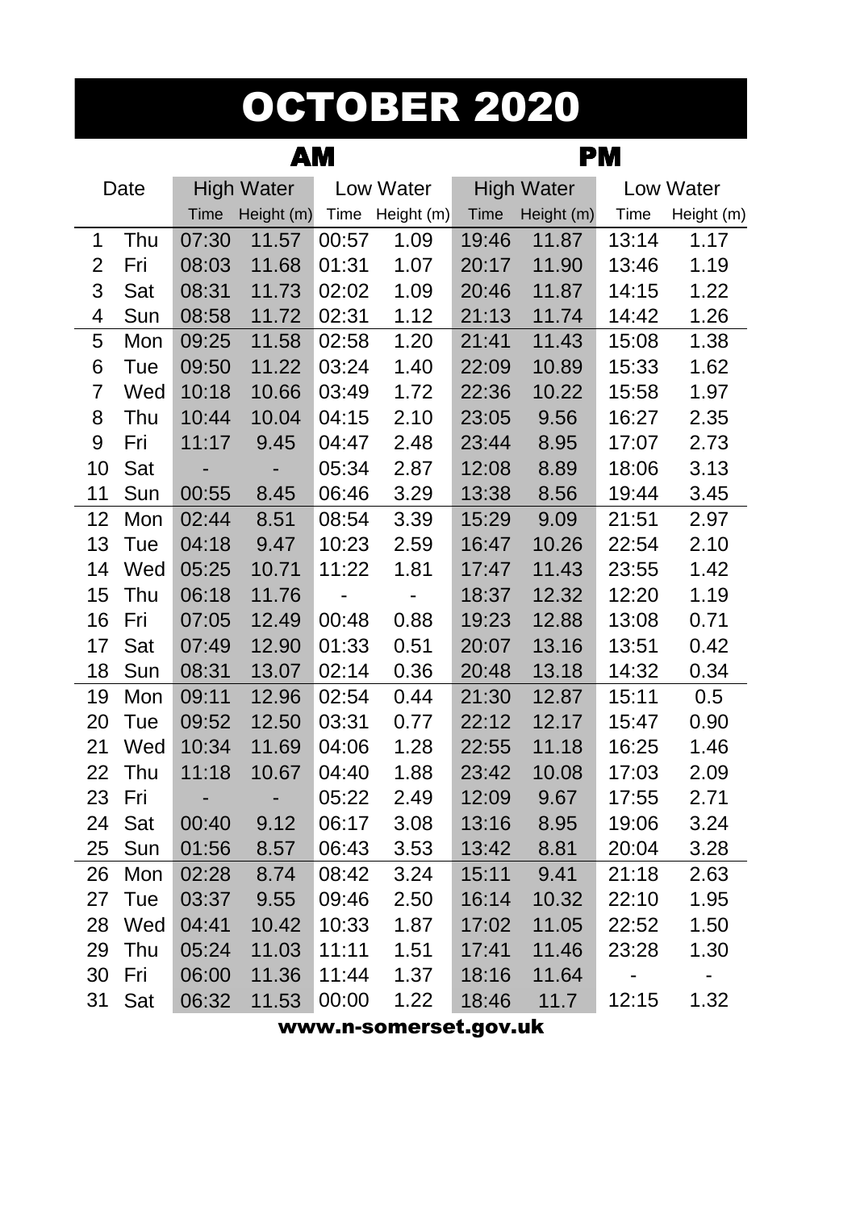# OCTOBER 2020

| Date | | AM | | | | PM | | | |
|---|---|---|---|---|---|---|---|---|---|
| | | High Water | | Low Water | | High Water | | Low Water | |
| | | Time | Height (m) | Time | Height (m) | Time | Height (m) | Time | Height (m) |
| 1 | Thu | 07:30 | 11.57 | 00:57 | 1.09 | 19:46 | 11.87 | 13:14 | 1.17 |
| 2 | Fri | 08:03 | 11.68 | 01:31 | 1.07 | 20:17 | 11.90 | 13:46 | 1.19 |
| 3 | Sat | 08:31 | 11.73 | 02:02 | 1.09 | 20:46 | 11.87 | 14:15 | 1.22 |
| 4 | Sun | 08:58 | 11.72 | 02:31 | 1.12 | 21:13 | 11.74 | 14:42 | 1.26 |
| 5 | Mon | 09:25 | 11.58 | 02:58 | 1.20 | 21:41 | 11.43 | 15:08 | 1.38 |
| 6 | Tue | 09:50 | 11.22 | 03:24 | 1.40 | 22:09 | 10.89 | 15:33 | 1.62 |
| 7 | Wed | 10:18 | 10.66 | 03:49 | 1.72 | 22:36 | 10.22 | 15:58 | 1.97 |
| 8 | Thu | 10:44 | 10.04 | 04:15 | 2.10 | 23:05 | 9.56 | 16:27 | 2.35 |
| 9 | Fri | 11:17 | 9.45 | 04:47 | 2.48 | 23:44 | 8.95 | 17:07 | 2.73 |
| 10 | Sat | - | - | 05:34 | 2.87 | 12:08 | 8.89 | 18:06 | 3.13 |
| 11 | Sun | 00:55 | 8.45 | 06:46 | 3.29 | 13:38 | 8.56 | 19:44 | 3.45 |
| 12 | Mon | 02:44 | 8.51 | 08:54 | 3.39 | 15:29 | 9.09 | 21:51 | 2.97 |
| 13 | Tue | 04:18 | 9.47 | 10:23 | 2.59 | 16:47 | 10.26 | 22:54 | 2.10 |
| 14 | Wed | 05:25 | 10.71 | 11:22 | 1.81 | 17:47 | 11.43 | 23:55 | 1.42 |
| 15 | Thu | 06:18 | 11.76 | - | - | 18:37 | 12.32 | 12:20 | 1.19 |
| 16 | Fri | 07:05 | 12.49 | 00:48 | 0.88 | 19:23 | 12.88 | 13:08 | 0.71 |
| 17 | Sat | 07:49 | 12.90 | 01:33 | 0.51 | 20:07 | 13.16 | 13:51 | 0.42 |
| 18 | Sun | 08:31 | 13.07 | 02:14 | 0.36 | 20:48 | 13.18 | 14:32 | 0.34 |
| 19 | Mon | 09:11 | 12.96 | 02:54 | 0.44 | 21:30 | 12.87 | 15:11 | 0.5 |
| 20 | Tue | 09:52 | 12.50 | 03:31 | 0.77 | 22:12 | 12.17 | 15:47 | 0.90 |
| 21 | Wed | 10:34 | 11.69 | 04:06 | 1.28 | 22:55 | 11.18 | 16:25 | 1.46 |
| 22 | Thu | 11:18 | 10.67 | 04:40 | 1.88 | 23:42 | 10.08 | 17:03 | 2.09 |
| 23 | Fri | - | - | 05:22 | 2.49 | 12:09 | 9.67 | 17:55 | 2.71 |
| 24 | Sat | 00:40 | 9.12 | 06:17 | 3.08 | 13:16 | 8.95 | 19:06 | 3.24 |
| 25 | Sun | 01:56 | 8.57 | 06:43 | 3.53 | 13:42 | 8.81 | 20:04 | 3.28 |
| 26 | Mon | 02:28 | 8.74 | 08:42 | 3.24 | 15:11 | 9.41 | 21:18 | 2.63 |
| 27 | Tue | 03:37 | 9.55 | 09:46 | 2.50 | 16:14 | 10.32 | 22:10 | 1.95 |
| 28 | Wed | 04:41 | 10.42 | 10:33 | 1.87 | 17:02 | 11.05 | 22:52 | 1.50 |
| 29 | Thu | 05:24 | 11.03 | 11:11 | 1.51 | 17:41 | 11.46 | 23:28 | 1.30 |
| 30 | Fri | 06:00 | 11.36 | 11:44 | 1.37 | 18:16 | 11.64 | - | - |
| 31 | Sat | 06:32 | 11.53 | 00:00 | 1.22 | 18:46 | 11.7 | 12:15 | 1.32 |

**www.n-somerset.gov.uk**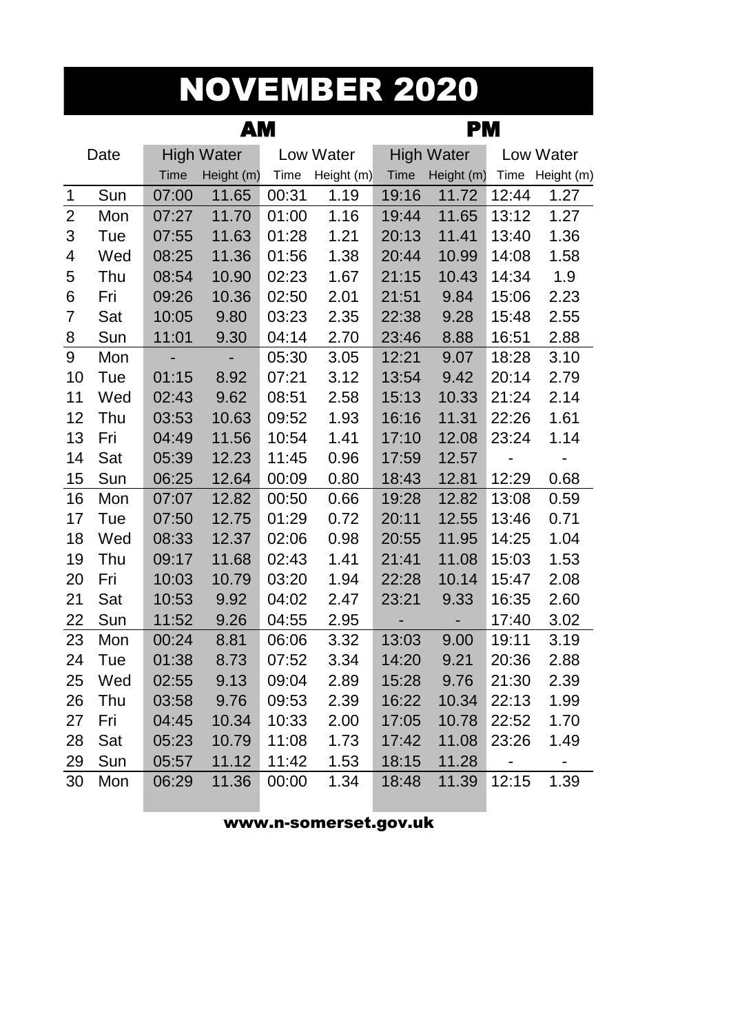# NOVEMBER 2020

| Date | | AM | | | | PM | | | |
|---|---|---|---|---|---|---|---|---|---|
| | | High Water | | Low Water | | High Water | | Low Water | |
| | | Time | Height (m) | Time | Height (m) | Time | Height (m) | Time | Height (m) |
| 1 | Sun | 07:00 | 11.65 | 00:31 | 1.19 | 19:16 | 11.72 | 12:44 | 1.27 |
| 2 | Mon | 07:27 | 11.70 | 01:00 | 1.16 | 19:44 | 11.65 | 13:12 | 1.27 |
| 3 | Tue | 07:55 | 11.63 | 01:28 | 1.21 | 20:13 | 11.41 | 13:40 | 1.36 |
| 4 | Wed | 08:25 | 11.36 | 01:56 | 1.38 | 20:44 | 10.99 | 14:08 | 1.58 |
| 5 | Thu | 08:54 | 10.90 | 02:23 | 1.67 | 21:15 | 10.43 | 14:34 | 1.9 |
| 6 | Fri | 09:26 | 10.36 | 02:50 | 2.01 | 21:51 | 9.84 | 15:06 | 2.23 |
| 7 | Sat | 10:05 | 9.80 | 03:23 | 2.35 | 22:38 | 9.28 | 15:48 | 2.55 |
| 8 | Sun | 11:01 | 9.30 | 04:14 | 2.70 | 23:46 | 8.88 | 16:51 | 2.88 |
| 9 | Mon | - | - | 05:30 | 3.05 | 12:21 | 9.07 | 18:28 | 3.10 |
| 10 | Tue | 01:15 | 8.92 | 07:21 | 3.12 | 13:54 | 9.42 | 20:14 | 2.79 |
| 11 | Wed | 02:43 | 9.62 | 08:51 | 2.58 | 15:13 | 10.33 | 21:24 | 2.14 |
| 12 | Thu | 03:53 | 10.63 | 09:52 | 1.93 | 16:16 | 11.31 | 22:26 | 1.61 |
| 13 | Fri | 04:49 | 11.56 | 10:54 | 1.41 | 17:10 | 12.08 | 23:24 | 1.14 |
| 14 | Sat | 05:39 | 12.23 | 11:45 | 0.96 | 17:59 | 12.57 | - | - |
| 15 | Sun | 06:25 | 12.64 | 00:09 | 0.80 | 18:43 | 12.81 | 12:29 | 0.68 |
| 16 | Mon | 07:07 | 12.82 | 00:50 | 0.66 | 19:28 | 12.82 | 13:08 | 0.59 |
| 17 | Tue | 07:50 | 12.75 | 01:29 | 0.72 | 20:11 | 12.55 | 13:46 | 0.71 |
| 18 | Wed | 08:33 | 12.37 | 02:06 | 0.98 | 20:55 | 11.95 | 14:25 | 1.04 |
| 19 | Thu | 09:17 | 11.68 | 02:43 | 1.41 | 21:41 | 11.08 | 15:03 | 1.53 |
| 20 | Fri | 10:03 | 10.79 | 03:20 | 1.94 | 22:28 | 10.14 | 15:47 | 2.08 |
| 21 | Sat | 10:53 | 9.92 | 04:02 | 2.47 | 23:21 | 9.33 | 16:35 | 2.60 |
| 22 | Sun | 11:52 | 9.26 | 04:55 | 2.95 | - | - | 17:40 | 3.02 |
| 23 | Mon | 00:24 | 8.81 | 06:06 | 3.32 | 13:03 | 9.00 | 19:11 | 3.19 |
| 24 | Tue | 01:38 | 8.73 | 07:52 | 3.34 | 14:20 | 9.21 | 20:36 | 2.88 |
| 25 | Wed | 02:55 | 9.13 | 09:04 | 2.89 | 15:28 | 9.76 | 21:30 | 2.39 |
| 26 | Thu | 03:58 | 9.76 | 09:53 | 2.39 | 16:22 | 10.34 | 22:13 | 1.99 |
| 27 | Fri | 04:45 | 10.34 | 10:33 | 2.00 | 17:05 | 10.78 | 22:52 | 1.70 |
| 28 | Sat | 05:23 | 10.79 | 11:08 | 1.73 | 17:42 | 11.08 | 23:26 | 1.49 |
| 29 | Sun | 05:57 | 11.12 | 11:42 | 1.53 | 18:15 | 11.28 | - | - |
| 30 | Mon | 06:29 | 11.36 | 00:00 | 1.34 | 18:48 | 11.39 | 12:15 | 1.39 |

**www.n-somerset.gov.uk**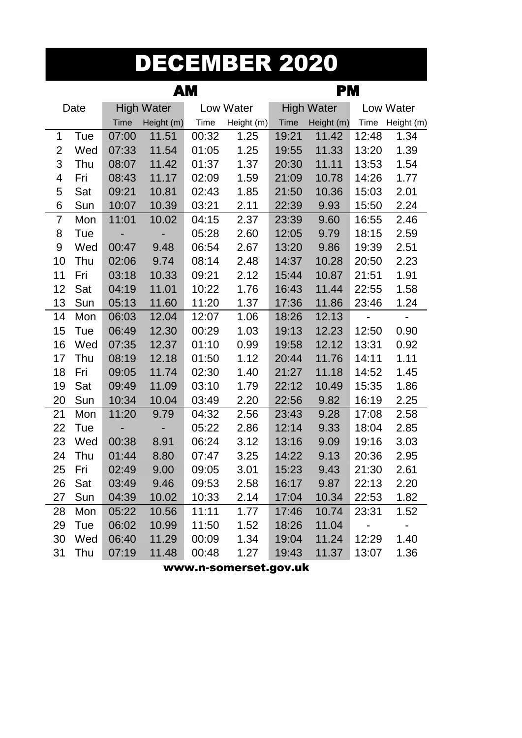# DECEMBER 2020

| Date | | AM | | | | PM | | | |
|---|---|---|---|---|---|---|---|---|---|
| | | High Water | | Low Water | | High Water | | Low Water | |
| | | Time | Height (m) | Time | Height (m) | Time | Height (m) | Time | Height (m) |
| 1 | Tue | 07:00 | 11.51 | 00:32 | 1.25 | 19:21 | 11.42 | 12:48 | 1.34 |
| 2 | Wed | 07:33 | 11.54 | 01:05 | 1.25 | 19:55 | 11.33 | 13:20 | 1.39 |
| 3 | Thu | 08:07 | 11.42 | 01:37 | 1.37 | 20:30 | 11.11 | 13:53 | 1.54 |
| 4 | Fri | 08:43 | 11.17 | 02:09 | 1.59 | 21:09 | 10.78 | 14:26 | 1.77 |
| 5 | Sat | 09:21 | 10.81 | 02:43 | 1.85 | 21:50 | 10.36 | 15:03 | 2.01 |
| 6 | Sun | 10:07 | 10.39 | 03:21 | 2.11 | 22:39 | 9.93 | 15:50 | 2.24 |
| 7 | Mon | 11:01 | 10.02 | 04:15 | 2.37 | 23:39 | 9.60 | 16:55 | 2.46 |
| 8 | Tue | - | - | 05:28 | 2.60 | 12:05 | 9.79 | 18:15 | 2.59 |
| 9 | Wed | 00:47 | 9.48 | 06:54 | 2.67 | 13:20 | 9.86 | 19:39 | 2.51 |
| 10 | Thu | 02:06 | 9.74 | 08:14 | 2.48 | 14:37 | 10.28 | 20:50 | 2.23 |
| 11 | Fri | 03:18 | 10.33 | 09:21 | 2.12 | 15:44 | 10.87 | 21:51 | 1.91 |
| 12 | Sat | 04:19 | 11.01 | 10:22 | 1.76 | 16:43 | 11.44 | 22:55 | 1.58 |
| 13 | Sun | 05:13 | 11.60 | 11:20 | 1.37 | 17:36 | 11.86 | 23:46 | 1.24 |
| 14 | Mon | 06:03 | 12.04 | 12:07 | 1.06 | 18:26 | 12.13 | - | - |
| 15 | Tue | 06:49 | 12.30 | 00:29 | 1.03 | 19:13 | 12.23 | 12:50 | 0.90 |
| 16 | Wed | 07:35 | 12.37 | 01:10 | 0.99 | 19:58 | 12.12 | 13:31 | 0.92 |
| 17 | Thu | 08:19 | 12.18 | 01:50 | 1.12 | 20:44 | 11.76 | 14:11 | 1.11 |
| 18 | Fri | 09:05 | 11.74 | 02:30 | 1.40 | 21:27 | 11.18 | 14:52 | 1.45 |
| 19 | Sat | 09:49 | 11.09 | 03:10 | 1.79 | 22:12 | 10.49 | 15:35 | 1.86 |
| 20 | Sun | 10:34 | 10.04 | 03:49 | 2.20 | 22:56 | 9.82 | 16:19 | 2.25 |
| 21 | Mon | 11:20 | 9.79 | 04:32 | 2.56 | 23:43 | 9.28 | 17:08 | 2.58 |
| 22 | Tue | - | - | 05:22 | 2.86 | 12:14 | 9.33 | 18:04 | 2.85 |
| 23 | Wed | 00:38 | 8.91 | 06:24 | 3.12 | 13:16 | 9.09 | 19:16 | 3.03 |
| 24 | Thu | 01:44 | 8.80 | 07:47 | 3.25 | 14:22 | 9.13 | 20:36 | 2.95 |
| 25 | Fri | 02:49 | 9.00 | 09:05 | 3.01 | 15:23 | 9.43 | 21:30 | 2.61 |
| 26 | Sat | 03:49 | 9.46 | 09:53 | 2.58 | 16:17 | 9.87 | 22:13 | 2.20 |
| 27 | Sun | 04:39 | 10.02 | 10:33 | 2.14 | 17:04 | 10.34 | 22:53 | 1.82 |
| 28 | Mon | 05:22 | 10.56 | 11:11 | 1.77 | 17:46 | 10.74 | 23:31 | 1.52 |
| 29 | Tue | 06:02 | 10.99 | 11:50 | 1.52 | 18:26 | 11.04 | - | - |
| 30 | Wed | 06:40 | 11.29 | 00:09 | 1.34 | 19:04 | 11.24 | 12:29 | 1.40 |
| 31 | Thu | 07:19 | 11.48 | 00:48 | 1.27 | 19:43 | 11.37 | 13:07 | 1.36 |

www.n-somerset.gov.uk